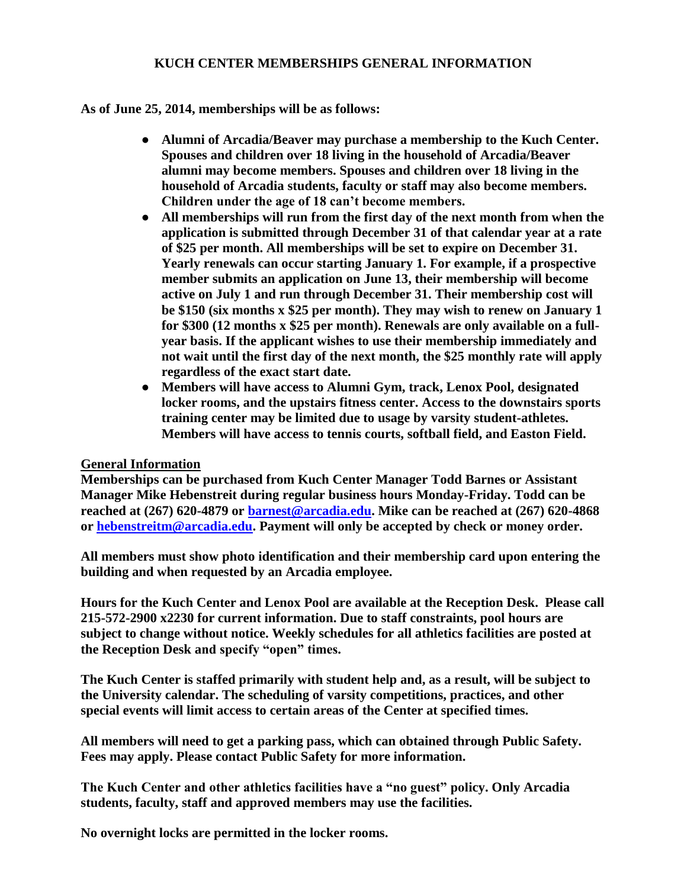# KUCH CENTER MEMBERSHIPS GENERAL INFORMATION

**As of June 25, 2014, memberships will be as follows:**

- **Alumni of Arcadia/Beaver may purchase a membership to the Kuch Center. Spouses and children over 18 living in the household of Arcadia/Beaver alumni may become members. Spouses and children over 18 living in the household of Arcadia students, faculty or staff may also become members. Children under the age of 18 can't become members.**
- **All memberships will run from the first day of the next month from when the application is submitted through December 31 of that calendar year at a rate of $25 per month. All memberships will be set to expire on December 31. Yearly renewals can occur starting January 1. For example, if a prospective member submits an application on June 13, their membership will become active on July 1 and run through December 31. Their membership cost will be $150 (six months x $25 per month). They may wish to renew on January 1 for $300 (12 months x $25 per month). Renewals are only available on a full-year basis. If the applicant wishes to use their membership immediately and not wait until the first day of the next month, the $25 monthly rate will apply regardless of the exact start date.**
- **Members will have access to Alumni Gym, track, Lenox Pool, designated locker rooms, and the upstairs fitness center. Access to the downstairs sports training center may be limited due to usage by varsity student-athletes. Members will have access to tennis courts, softball field, and Easton Field.**

## General Information

**Memberships can be purchased from Kuch Center Manager Todd Barnes or Assistant Manager Mike Hebenstreit during regular business hours Monday-Friday. Todd can be reached at (267) 620-4879 or barnest@arcadia.edu. Mike can be reached at (267) 620-4868 or hebenstreitm@arcadia.edu. Payment will only be accepted by check or money order.**

**All members must show photo identification and their membership card upon entering the building and when requested by an Arcadia employee.**

**Hours for the Kuch Center and Lenox Pool are available at the Reception Desk. Please call 215-572-2900 x2230 for current information. Due to staff constraints, pool hours are subject to change without notice. Weekly schedules for all athletics facilities are posted at the Reception Desk and specify "open" times.**

**The Kuch Center is staffed primarily with student help and, as a result, will be subject to the University calendar. The scheduling of varsity competitions, practices, and other special events will limit access to certain areas of the Center at specified times.**

**All members will need to get a parking pass, which can obtained through Public Safety. Fees may apply. Please contact Public Safety for more information.**

**The Kuch Center and other athletics facilities have a "no guest" policy. Only Arcadia students, faculty, staff and approved members may use the facilities.**

**No overnight locks are permitted in the locker rooms.**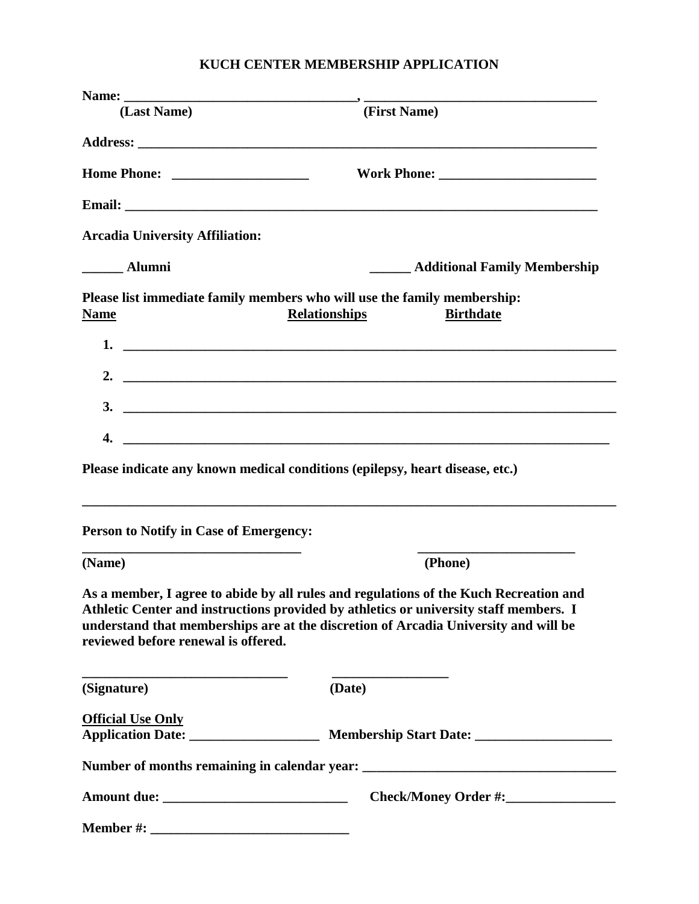# KUCH CENTER MEMBERSHIP APPLICATION

**Name: __________________________________, __________________________________**
**(Last Name) (First Name)**

**Address: ______________________________________________________________________**

**Home Phone: ____________________ Work Phone: _______________________**

**Email: ________________________________________________________________________**

**Arcadia University Affiliation:**

**______ Alumni ______ Additional Family Membership**

**Please list immediate family members who will use the family membership:**

**<u>Name</u> <u>Relationships</u> <u>Birthdate</u>**

1. ______________________________________________________________________
2. ______________________________________________________________________
3. ______________________________________________________________________
4. ______________________________________________________________________

**Please indicate any known medical conditions (epilepsy, heart disease, etc.)**

________________________________________________________________________________

**Person to Notify in Case of Emergency:**

_________________________________ _______________________
**(Name) (Phone)**

**As a member, I agree to abide by all rules and regulations of the Kuch Recreation and Athletic Center and instructions provided by athletics or university staff members. I understand that memberships are at the discretion of Arcadia University and will be reviewed before renewal is offered.**

______________________________ _________________
**(Signature) (Date)**

**<u>Official Use Only</u>**
**Application Date: ___________________ Membership Start Date: ____________________**

**Number of months remaining in calendar year: _____________________________________**

**Amount due: ___________________________ Check/Money Order #:________________**

**Member #: _____________________________**